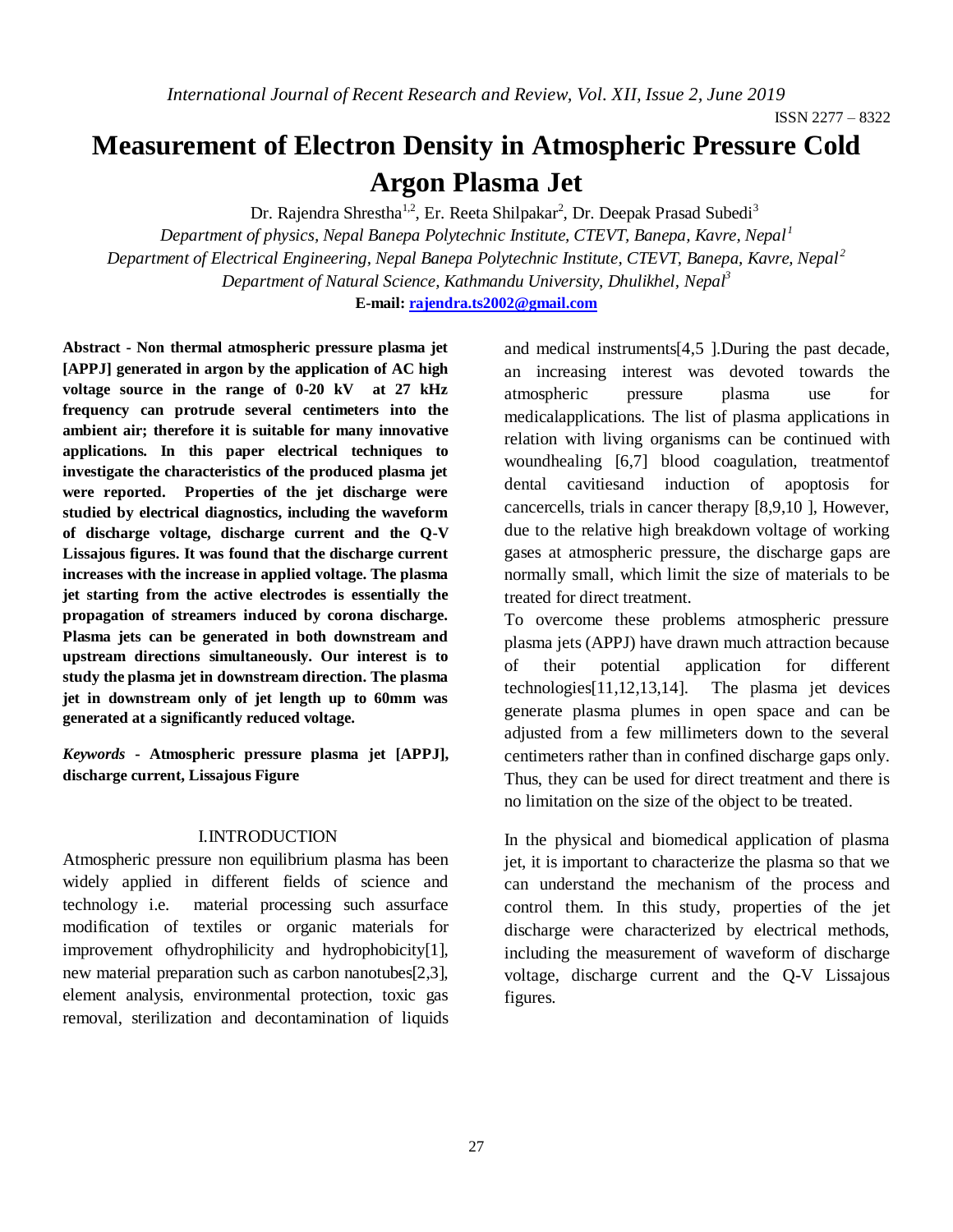# Measurement of Electron Density in Atmospheric Pressure Cold Argon Plasma Jet

Dr. Rajendra Shrestha[1,2], Er. Reeta Shilpakar[2], Dr. Deepak Prasad Subedi[3]

*Department of physics, Nepal Banepa Polytechnic Institute, CTEVT, Banepa, Kavre, Nepal[1]*

*Department of Electrical Engineering, Nepal Banepa Polytechnic Institute, CTEVT, Banepa, Kavre, Nepal[2]*

*Department of Natural Science, Kathmandu University, Dhulikhel, Nepal[3]*

**E-mail: rajendra.ts2002@gmail.com**

**Abstract - Non thermal atmospheric pressure plasma jet [APPJ] generated in argon by the application of AC high voltage source in the range of 0-20 kV at 27 kHz frequency can protrude several centimeters into the ambient air; therefore it is suitable for many innovative applications. In this paper electrical techniques to investigate the characteristics of the produced plasma jet were reported. Properties of the jet discharge were studied by electrical diagnostics, including the waveform of discharge voltage, discharge current and the Q-V Lissajous figures. It was found that the discharge current increases with the increase in applied voltage. The plasma jet starting from the active electrodes is essentially the propagation of streamers induced by corona discharge. Plasma jets can be generated in both downstream and upstream directions simultaneously. Our interest is to study the plasma jet in downstream direction. The plasma jet in downstream only of jet length up to 60mm was generated at a significantly reduced voltage.**

***Keywords* - Atmospheric pressure plasma jet [APPJ], discharge current, Lissajous Figure**

## I.INTRODUCTION

Atmospheric pressure non equilibrium plasma has been widely applied in different fields of science and technology i.e. material processing such assurface modification of textiles or organic materials for improvement ofhydrophilicity and hydrophobicity[1], new material preparation such as carbon nanotubes[2,3], element analysis, environmental protection, toxic gas removal, sterilization and decontamination of liquids and medical instruments[4,5 ].During the past decade, an increasing interest was devoted towards the atmospheric pressure plasma use for medicalapplications. The list of plasma applications in relation with living organisms can be continued with woundhealing [6,7] blood coagulation, treatmentof dental cavitiesand induction of apoptosis for cancercells, trials in cancer therapy [8,9,10 ], However, due to the relative high breakdown voltage of working gases at atmospheric pressure, the discharge gaps are normally small, which limit the size of materials to be treated for direct treatment.

To overcome these problems atmospheric pressure plasma jets (APPJ) have drawn much attraction because of their potential application for different technologies[11,12,13,14]. The plasma jet devices generate plasma plumes in open space and can be adjusted from a few millimeters down to the several centimeters rather than in confined discharge gaps only. Thus, they can be used for direct treatment and there is no limitation on the size of the object to be treated.

In the physical and biomedical application of plasma jet, it is important to characterize the plasma so that we can understand the mechanism of the process and control them. In this study, properties of the jet discharge were characterized by electrical methods, including the measurement of waveform of discharge voltage, discharge current and the Q-V Lissajous figures.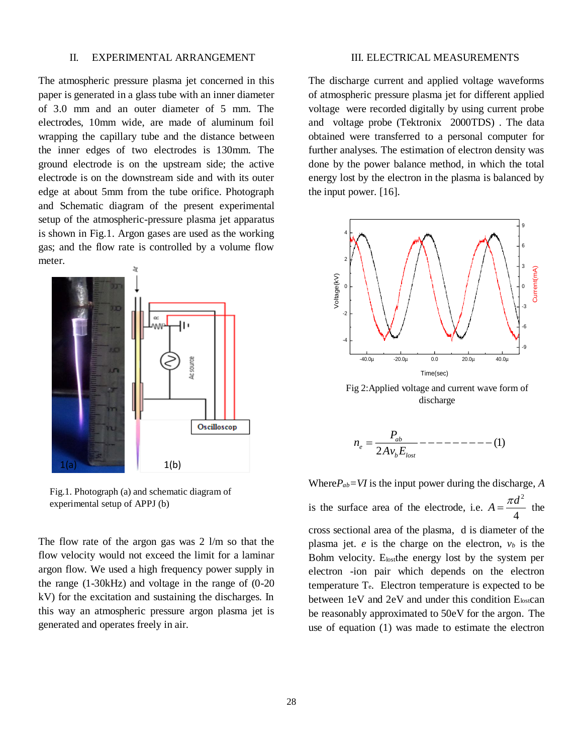## II. EXPERIMENTAL ARRANGEMENT

The atmospheric pressure plasma jet concerned in this paper is generated in a glass tube with an inner diameter of 3.0 mm and an outer diameter of 5 mm. The electrodes, 10mm wide, are made of aluminum foil wrapping the capillary tube and the distance between the inner edges of two electrodes is 130mm. The ground electrode is on the upstream side; the active electrode is on the downstream side and with its outer edge at about 5mm from the tube orifice. Photograph and Schematic diagram of the present experimental setup of the atmospheric-pressure plasma jet apparatus is shown in Fig.1. Argon gases are used as the working gas; and the flow rate is controlled by a volume flow meter.

Fig.1. Photograph (a) and schematic diagram of experimental setup of APPJ (b)

The flow rate of the argon gas was 2 l/m so that the flow velocity would not exceed the limit for a laminar argon flow. We used a high frequency power supply in the range (1-30kHz) and voltage in the range of (0-20 kV) for the excitation and sustaining the discharges. In this way an atmospheric pressure argon plasma jet is generated and operates freely in air.

## III. ELECTRICAL MEASUREMENTS

The discharge current and applied voltage waveforms of atmospheric pressure plasma jet for different applied voltage were recorded digitally by using current probe and voltage probe (Tektronix 2000TDS) . The data obtained were transferred to a personal computer for further analyses. The estimation of electron density was done by the power balance method, in which the total energy lost by the electron in the plasma is balanced by the input power. [16].

Fig 2:Applied voltage and current wave form of discharge

$$n_e = \frac{P_{ab}}{2Av_b E_{lost}} \text{----------} (1)$$

Where $P_{ab}=VI$ is the input power during the discharge, $A$ is the surface area of the electrode, i.e. $A=\frac{\pi d^2}{4}$ the cross sectional area of the plasma, d is diameter of the plasma jet. $e$ is the charge on the electron, $v_b$ is the Bohm velocity. $E_{lost}$ the energy lost by the system per electron -ion pair which depends on the electron temperature $T_e$. Electron temperature is expected to be between 1eV and 2eV and under this condition $E_{lost}$ can be reasonably approximated to 50eV for the argon. The use of equation (1) was made to estimate the electron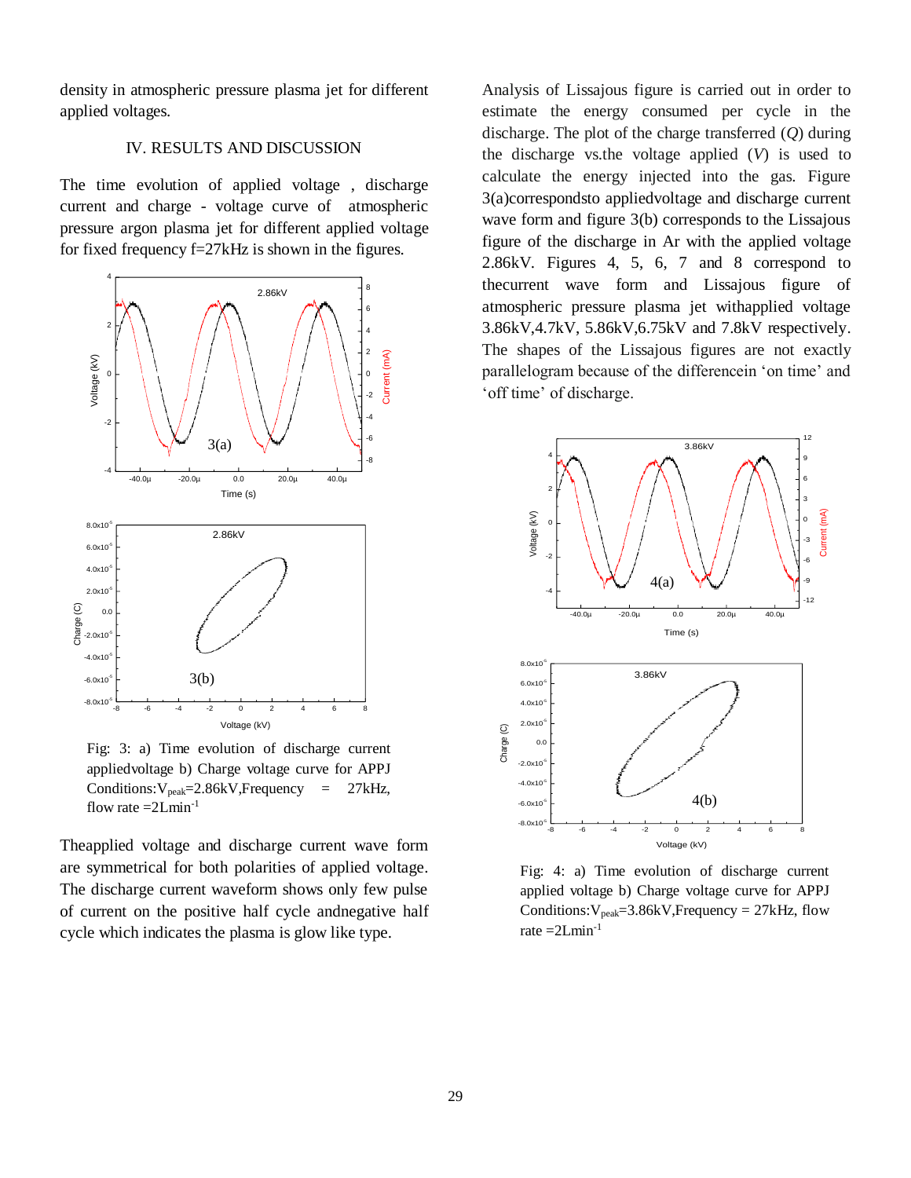density in atmospheric pressure plasma jet for different applied voltages.

## IV. RESULTS AND DISCUSSION

The time evolution of applied voltage , discharge current and charge - voltage curve of atmospheric pressure argon plasma jet for different applied voltage for fixed frequency f=27kHz is shown in the figures.

Fig: 3: a) Time evolution of discharge current appliedvoltage b) Charge voltage curve for APPJ Conditions:$V_{peak}$=2.86kV,Frequency = 27kHz, flow rate =2Lmin$^{-1}$

Theapplied voltage and discharge current wave form are symmetrical for both polarities of applied voltage. The discharge current waveform shows only few pulse of current on the positive half cycle andnegative half cycle which indicates the plasma is glow like type.

Analysis of Lissajous figure is carried out in order to estimate the energy consumed per cycle in the discharge. The plot of the charge transferred (*Q*) during the discharge vs.the voltage applied (*V*) is used to calculate the energy injected into the gas. Figure 3(a)correspondsto appliedvoltage and discharge current wave form and figure 3(b) corresponds to the Lissajous figure of the discharge in Ar with the applied voltage 2.86kV. Figures 4, 5, 6, 7 and 8 correspond to thecurrent wave form and Lissajous figure of atmospheric pressure plasma jet withapplied voltage 3.86kV,4.7kV, 5.86kV,6.75kV and 7.8kV respectively. The shapes of the Lissajous figures are not exactly parallelogram because of the differencein 'on time' and 'off time' of discharge.

Fig: 4: a) Time evolution of discharge current applied voltage b) Charge voltage curve for APPJ Conditions:$V_{peak}$=3.86kV,Frequency = 27kHz, flow rate =2Lmin$^{-1}$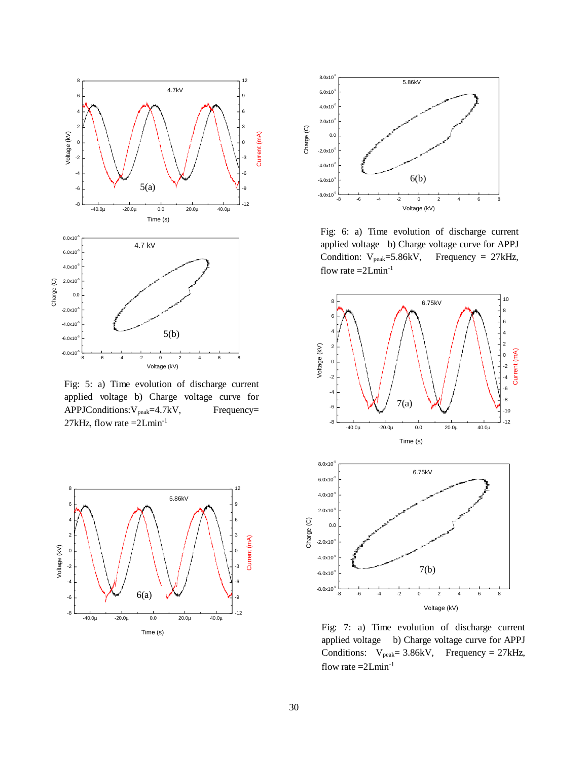Fig: 5: a) Time evolution of discharge current applied voltage b) Charge voltage curve for APPJConditions: $V_{peak}$=4.7kV, Frequency= 27kHz, flow rate =2Lmin$^{-1}$

Fig: 6: a) Time evolution of discharge current applied voltage b) Charge voltage curve for APPJ Condition: $V_{peak}$=5.86kV, Frequency = 27kHz, flow rate =2Lmin$^{-1}$

Fig: 7: a) Time evolution of discharge current applied voltage b) Charge voltage curve for APPJ Conditions: $V_{peak}$= 3.86kV, Frequency = 27kHz, flow rate =2Lmin$^{-1}$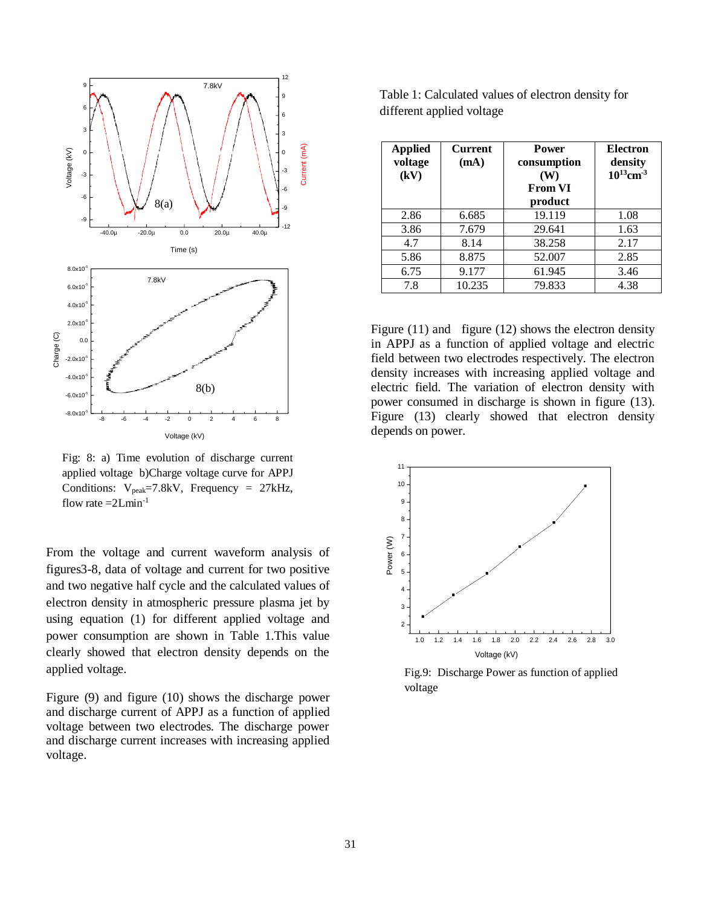Fig: 8: a) Time evolution of discharge current applied voltage b)Charge voltage curve for APPJ Conditions: $V_{peak}$=7.8kV, Frequency = 27kHz, flow rate =2Lmin$^{-1}$

From the voltage and current waveform analysis of figures3-8, data of voltage and current for two positive and two negative half cycle and the calculated values of electron density in atmospheric pressure plasma jet by using equation (1) for different applied voltage and power consumption are shown in Table 1.This value clearly showed that electron density depends on the applied voltage.

Figure (9) and figure (10) shows the discharge power and discharge current of APPJ as a function of applied voltage between two electrodes. The discharge power and discharge current increases with increasing applied voltage.

Table 1: Calculated values of electron density for different applied voltage

| Applied voltage (kV) | Current (mA) | Power consumption (W) From VI product | Electron density $10^{13}cm^{-3}$ |
|---|---|---|---|
| 2.86 | 6.685 | 19.119 | 1.08 |
| 3.86 | 7.679 | 29.641 | 1.63 |
| 4.7 | 8.14 | 38.258 | 2.17 |
| 5.86 | 8.875 | 52.007 | 2.85 |
| 6.75 | 9.177 | 61.945 | 3.46 |
| 7.8 | 10.235 | 79.833 | 4.38 |

Figure (11) and figure (12) shows the electron density in APPJ as a function of applied voltage and electric field between two electrodes respectively. The electron density increases with increasing applied voltage and electric field. The variation of electron density with power consumed in discharge is shown in figure (13). Figure (13) clearly showed that electron density depends on power.

Fig.9: Discharge Power as function of applied voltage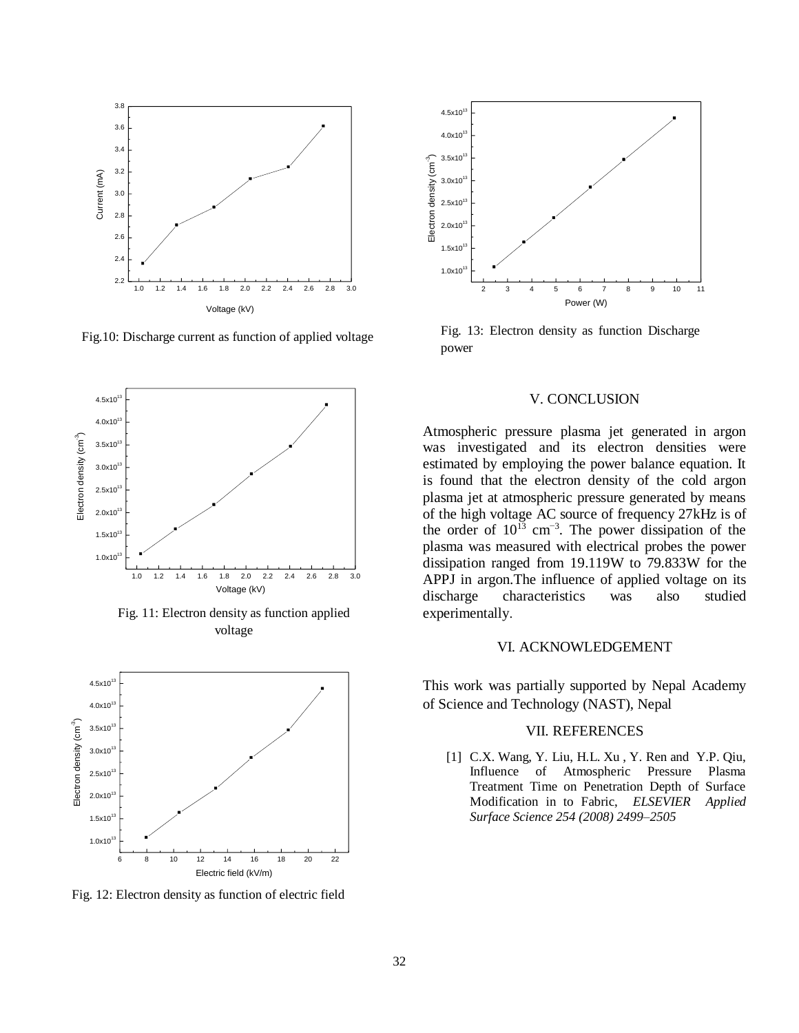Fig.10: Discharge current as function of applied voltage

Fig. 11: Electron density as function applied voltage

Fig. 12: Electron density as function of electric field

Fig. 13: Electron density as function Discharge power

## V. CONCLUSION

Atmospheric pressure plasma jet generated in argon was investigated and its electron densities were estimated by employing the power balance equation. It is found that the electron density of the cold argon plasma jet at atmospheric pressure generated by means of the high voltage AC source of frequency 27kHz is of the order of $10^{13}$ $cm^{-3}$. The power dissipation of the plasma was measured with electrical probes the power dissipation ranged from 19.119W to 79.833W for the APPJ in argon.The influence of applied voltage on its discharge characteristics was also studied experimentally.

## VI. ACKNOWLEDGEMENT

This work was partially supported by Nepal Academy of Science and Technology (NAST), Nepal

## VII. REFERENCES

[1] C.X. Wang, Y. Liu, H.L. Xu , Y. Ren and Y.P. Qiu, Influence of Atmospheric Pressure Plasma Treatment Time on Penetration Depth of Surface Modification in to Fabric, *ELSEVIER Applied Surface Science 254 (2008) 2499–2505*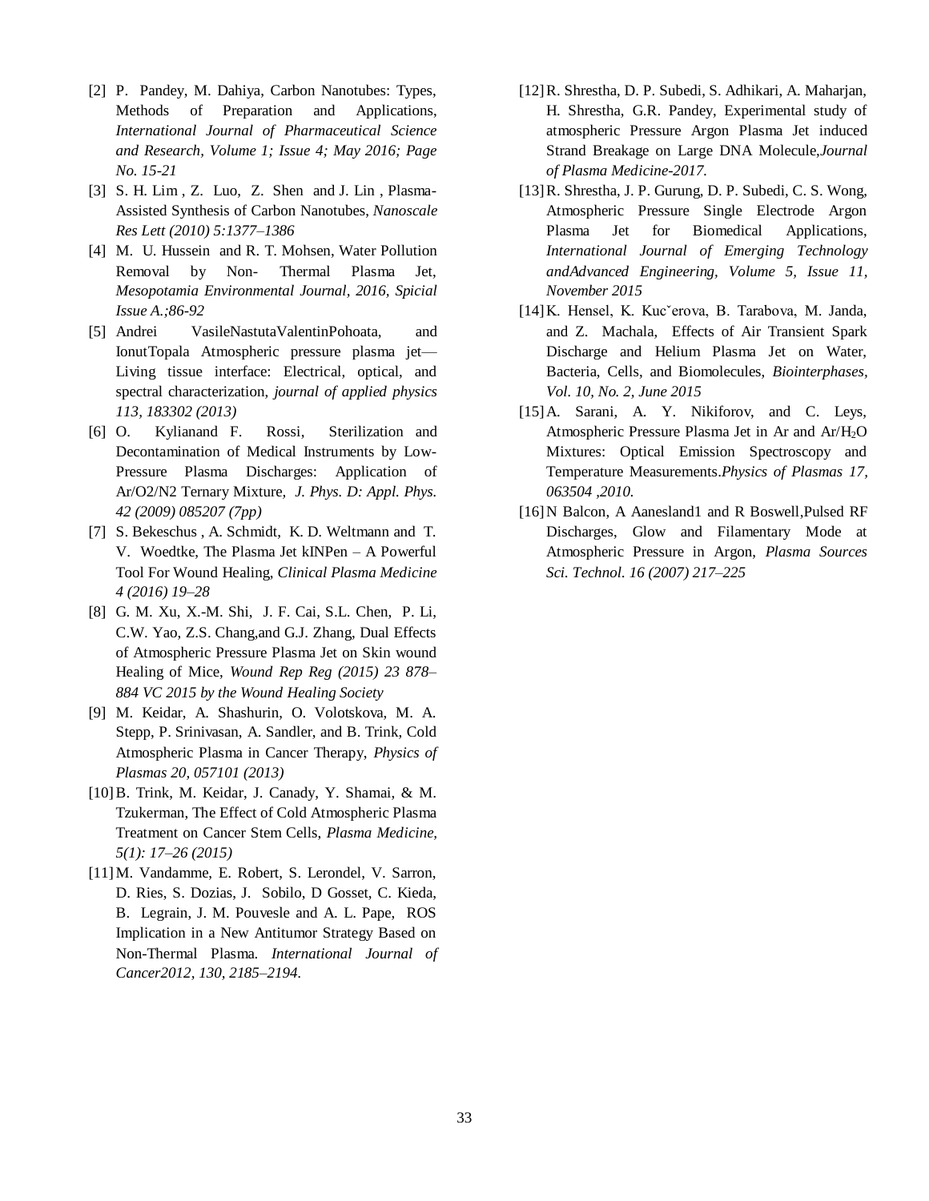[2] P. Pandey, M. Dahiya, Carbon Nanotubes: Types, Methods of Preparation and Applications, *International Journal of Pharmaceutical Science and Research, Volume 1; Issue 4; May 2016; Page No. 15-21*

[3] S. H. Lim , Z. Luo, Z. Shen and J. Lin , Plasma-Assisted Synthesis of Carbon Nanotubes, *Nanoscale Res Lett (2010) 5:1377–1386*

[4] M. U. Hussein and R. T. Mohsen, Water Pollution Removal by Non- Thermal Plasma Jet, *Mesopotamia Environmental Journal, 2016, Spicial Issue A.;86-92*

[5] Andrei VasileNastutaValentinPohoata, and IonutTopala Atmospheric pressure plasma jet—Living tissue interface: Electrical, optical, and spectral characterization, *journal of applied physics 113, 183302 (2013)*

[6] O. Kylianand F. Rossi, Sterilization and Decontamination of Medical Instruments by Low-Pressure Plasma Discharges: Application of Ar/O2/N2 Ternary Mixture, *J. Phys. D: Appl. Phys. 42 (2009) 085207 (7pp)*

[7] S. Bekeschus , A. Schmidt, K. D. Weltmann and T. V. Woedtke, The Plasma Jet kINPen – A Powerful Tool For Wound Healing, *Clinical Plasma Medicine 4 (2016) 19–28*

[8] G. M. Xu, X.-M. Shi, J. F. Cai, S.L. Chen, P. Li, C.W. Yao, Z.S. Chang,and G.J. Zhang, Dual Effects of Atmospheric Pressure Plasma Jet on Skin wound Healing of Mice, *Wound Rep Reg (2015) 23 878–884 VC 2015 by the Wound Healing Society*

[9] M. Keidar, A. Shashurin, O. Volotskova, M. A. Stepp, P. Srinivasan, A. Sandler, and B. Trink, Cold Atmospheric Plasma in Cancer Therapy, *Physics of Plasmas 20, 057101 (2013)*

[10] B. Trink, M. Keidar, J. Canady, Y. Shamai, & M. Tzukerman, The Effect of Cold Atmospheric Plasma Treatment on Cancer Stem Cells, *Plasma Medicine, 5(1): 17–26 (2015)*

[11] M. Vandamme, E. Robert, S. Lerondel, V. Sarron, D. Ries, S. Dozias, J. Sobilo, D Gosset, C. Kieda, B. Legrain, J. M. Pouvesle and A. L. Pape, ROS Implication in a New Antitumor Strategy Based on Non-Thermal Plasma. *International Journal of Cancer2012, 130, 2185–2194.*

[12] R. Shrestha, D. P. Subedi, S. Adhikari, A. Maharjan, H. Shrestha, G.R. Pandey, Experimental study of atmospheric Pressure Argon Plasma Jet induced Strand Breakage on Large DNA Molecule,*Journal of Plasma Medicine-2017.*

[13] R. Shrestha, J. P. Gurung, D. P. Subedi, C. S. Wong, Atmospheric Pressure Single Electrode Argon Plasma Jet for Biomedical Applications, *International Journal of Emerging Technology andAdvanced Engineering, Volume 5, Issue 11, November 2015*

[14] K. Hensel, K. Kucˇerova, B. Tarabova, M. Janda, and Z. Machala, Effects of Air Transient Spark Discharge and Helium Plasma Jet on Water, Bacteria, Cells, and Biomolecules, *Biointerphases, Vol. 10, No. 2, June 2015*

[15] A. Sarani, A. Y. Nikiforov, and C. Leys, Atmospheric Pressure Plasma Jet in Ar and Ar/$H_2O$ Mixtures: Optical Emission Spectroscopy and Temperature Measurements.*Physics of Plasmas 17, 063504 ,2010.*

[16] N Balcon, A Aanesland1 and R Boswell,Pulsed RF Discharges, Glow and Filamentary Mode at Atmospheric Pressure in Argon, *Plasma Sources Sci. Technol. 16 (2007) 217–225*